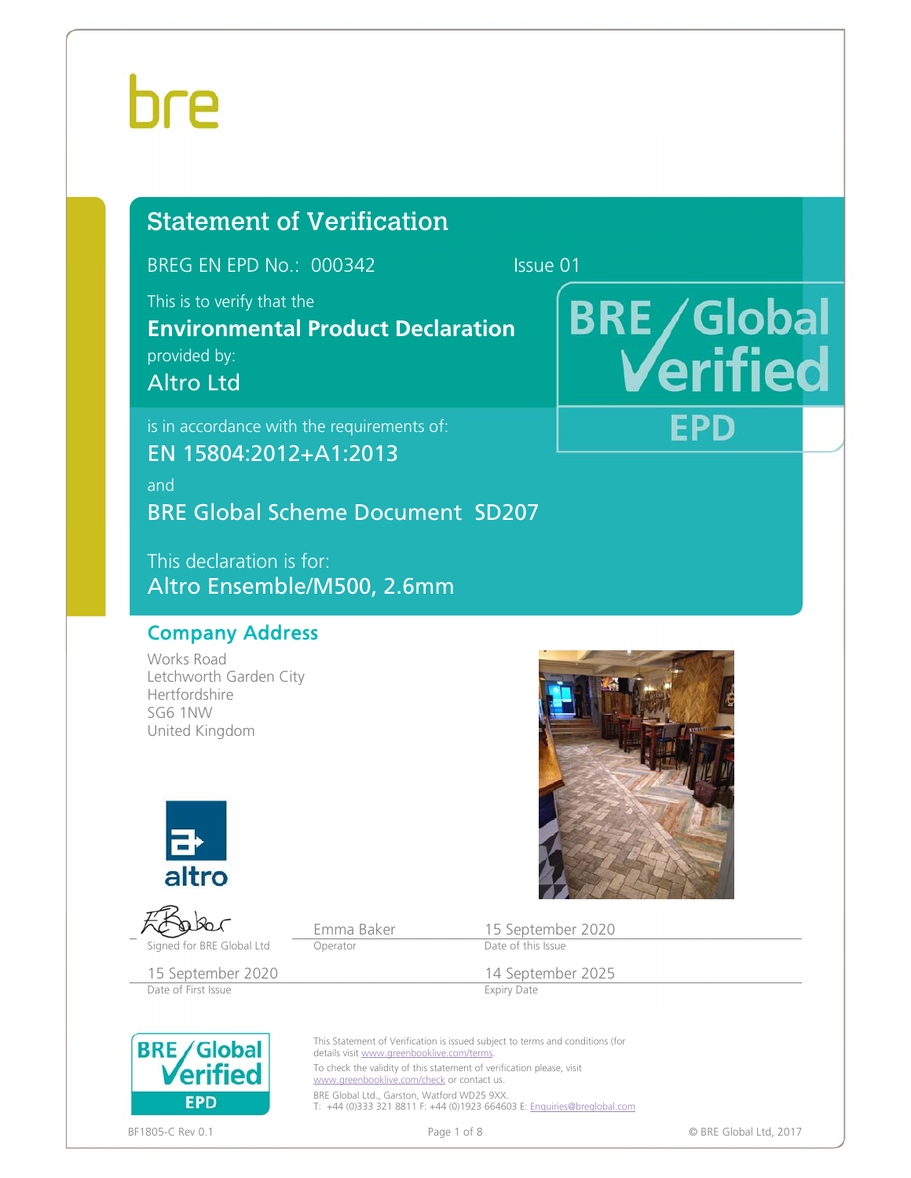bre

# Statement of Verification

BREG EN EPD No.: 000342 Issue 01

This is to verify that the

**Environmental Product Declaration**

provided by:

Altro Ltd

is in accordance with the requirements of:

EN 15804:2012+A1:2013

and

BRE Global Scheme Document SD207

This declaration is for:

Altro Ensemble/M500, 2.6mm

BRE Global Verified EPD

## Company Address

Works Road
Letchworth Garden City
Hertfordshire
SG6 1NW
United Kingdom

altro

| Signed for BRE Global Ltd | Emma Baker<br>Operator | 15 September 2020<br>Date of this Issue |
|---|---|---|
| 15 September 2020<br>Date of First Issue | | 14 September 2025<br>Expiry Date |

BRE Global Verified EPD

This Statement of Verification is issued subject to terms and conditions (for details visit www.greenbooklive.com/terms.

To check the validity of this statement of verification please, visit www.greenbooklive.com/check or contact us.

BRE Global Ltd., Garston, Watford WD25 9XX.
T: +44 (0)333 321 8811 F: +44 (0)1923 664603 E: Enquiries@breglobal.com

BF1805-C Rev 0.1

© BRE Global Ltd, 2017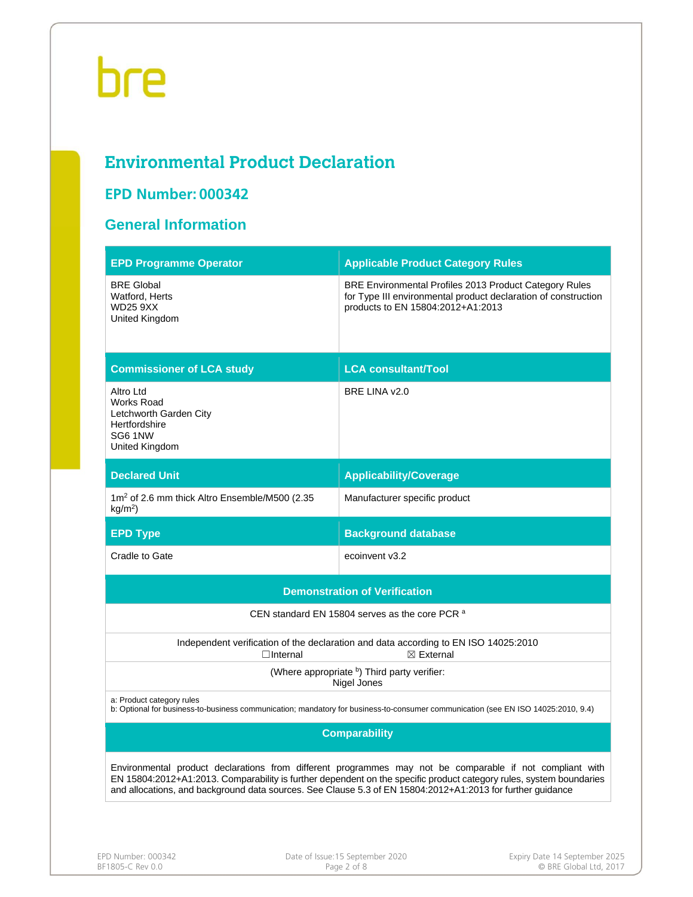# Environmental Product Declaration

## EPD Number: 000342

## General Information

| EPD Programme Operator | Applicable Product Category Rules |
|---|---|
| BRE Global<br>Watford, Herts<br>WD25 9XX<br>United Kingdom | BRE Environmental Profiles 2013 Product Category Rules for Type III environmental product declaration of construction products to EN 15804:2012+A1:2013 |
| **Commissioner of LCA study** | **LCA consultant/Tool** |
| Altro Ltd<br>Works Road<br>Letchworth Garden City<br>Hertfordshire<br>SG6 1NW<br>United Kingdom | BRE LINA v2.0 |
| **Declared Unit** | **Applicability/Coverage** |
| $1m^2$ of 2.6 mm thick Altro Ensemble/M500 (2.35 $kg/m^2$) | Manufacturer specific product |
| **EPD Type** | **Background database** |
| Cradle to Gate | ecoinvent v3.2 |

| Demonstration of Verification | |
|---|---|
| CEN standard EN 15804 serves as the core PCR [a] | |
| Independent verification of the declaration and data according to EN ISO 14025:2010<br>☐Internal ☒ External | |
| (Where appropriate [b]) Third party verifier:<br>Nigel Jones | |
| a: Product category rules<br>b: Optional for business-to-business communication; mandatory for business-to-consumer communication (see EN ISO 14025:2010, 9.4) | |

**Comparability**

Environmental product declarations from different programmes may not be comparable if not compliant with EN 15804:2012+A1:2013. Comparability is further dependent on the specific product category rules, system boundaries and allocations, and background data sources. See Clause 5.3 of EN 15804:2012+A1:2013 for further guidance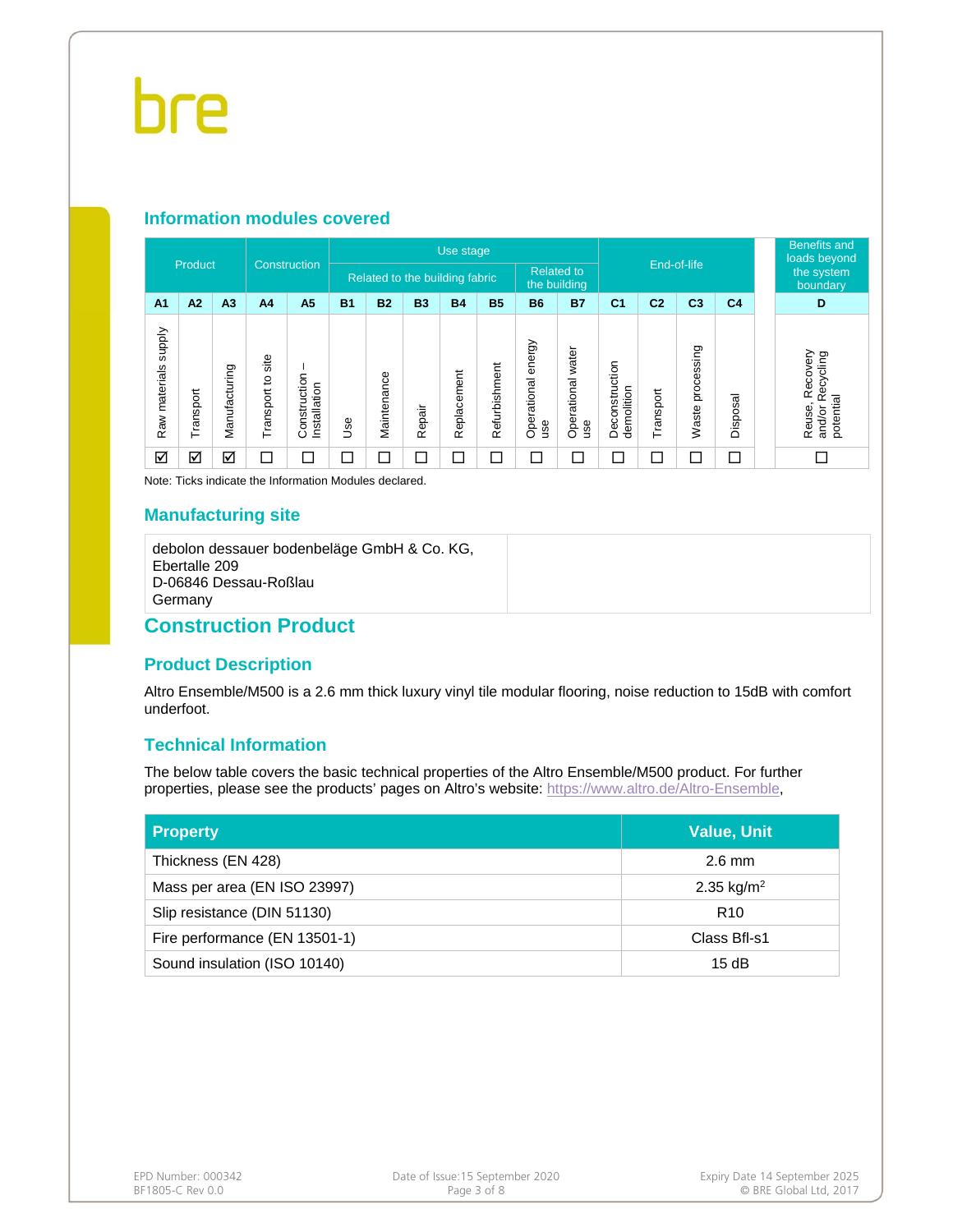## Information modules covered

| Product | | | Construction | | Use stage | | | | | | | End-of-life | | | | Benefits and loads beyond the system boundary |
|---|---|---|---|---|---|---|---|---|---|---|---|---|---|---|---|---|
| | | | | | Related to the building fabric | | | | | Related to the building | | | | | | |
| A1 | A2 | A3 | A4 | A5 | B1 | B2 | B3 | B4 | B5 | B6 | B7 | C1 | C2 | C3 | C4 | D |
| Raw materials supply | Transport | Manufacturing | Transport to site | Construction – Installation | Use | Maintenance | Repair | Replacement | Refurbishment | Operational energy use | Operational water use | Deconstruction demolition | Transport | Waste processing | Disposal | Reuse, Recovery and/or Recycling potential |
| ☑ | ☑ | ☑ | ☐ | ☐ | ☐ | ☐ | ☐ | ☐ | ☐ | ☐ | ☐ | ☐ | ☐ | ☐ | ☐ | ☐ |

Note: Ticks indicate the Information Modules declared.

## Manufacturing site

debolon dessauer bodenbeläge GmbH & Co. KG,
Ebertalle 209
D-06846 Dessau-Roßlau
Germany

# Construction Product

## Product Description

Altro Ensemble/M500 is a 2.6 mm thick luxury vinyl tile modular flooring, noise reduction to 15dB with comfort underfoot.

## Technical Information

The below table covers the basic technical properties of the Altro Ensemble/M500 product. For further properties, please see the products' pages on Altro's website: https://www.altro.de/Altro-Ensemble,

| Property | Value, Unit |
|---|---|
| Thickness (EN 428) | 2.6 mm |
| Mass per area (EN ISO 23997) | 2.35 kg/m$^2$ |
| Slip resistance (DIN 51130) | R10 |
| Fire performance (EN 13501-1) | Class Bfl-s1 |
| Sound insulation (ISO 10140) | 15 dB |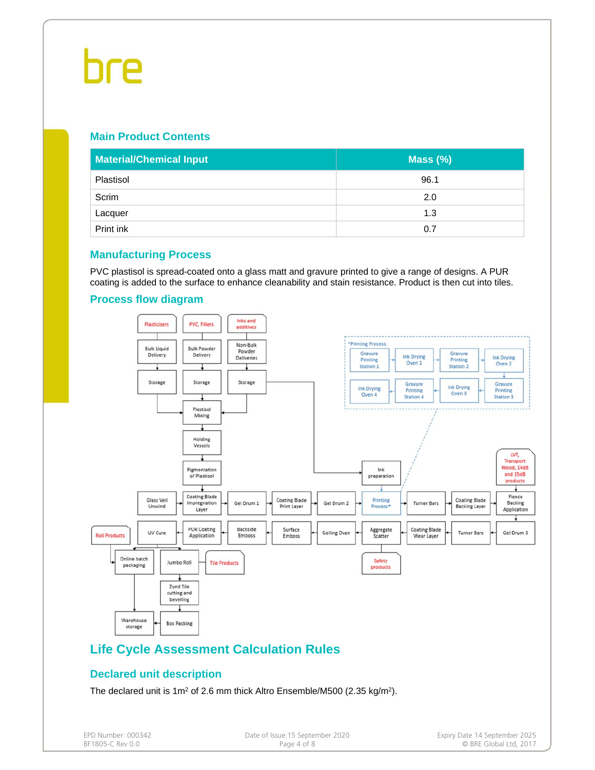## Main Product Contents

| Material/Chemical Input | Mass (%) |
|---|---|
| Plastisol | 96.1 |
| Scrim | 2.0 |
| Lacquer | 1.3 |
| Print ink | 0.7 |

## Manufacturing Process

PVC plastisol is spread-coated onto a glass matt and gravure printed to give a range of designs. A PUR coating is added to the surface to enhance cleanability and stain resistance. Product is then cut into tiles.

## Process flow diagram

# Life Cycle Assessment Calculation Rules

## Declared unit description

The declared unit is 1m² of 2.6 mm thick Altro Ensemble/M500 (2.35 kg/m²).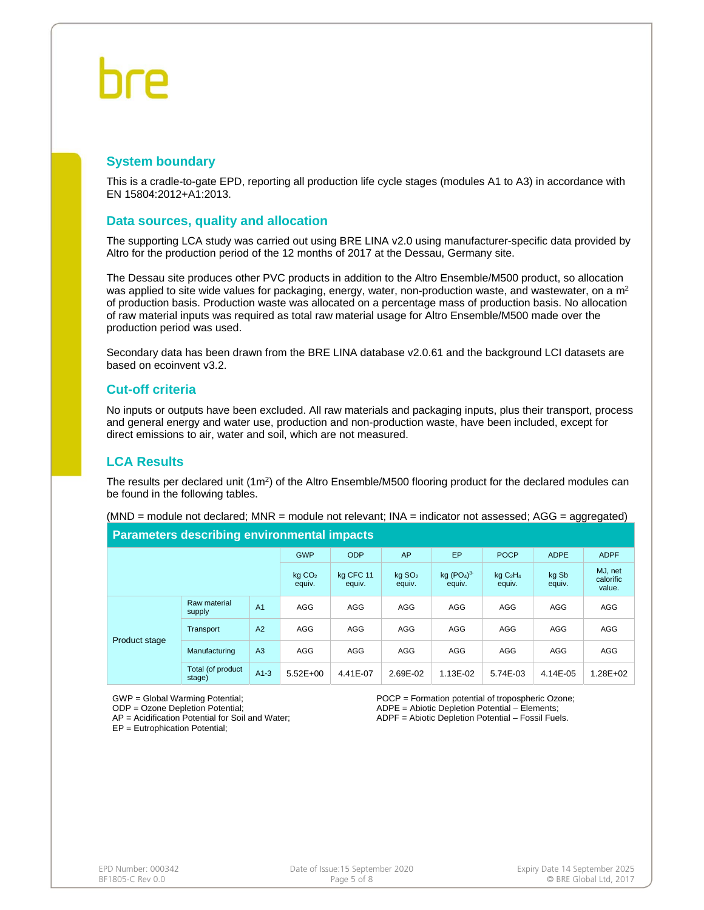## System boundary

This is a cradle-to-gate EPD, reporting all production life cycle stages (modules A1 to A3) in accordance with EN 15804:2012+A1:2013.

## Data sources, quality and allocation

The supporting LCA study was carried out using BRE LINA v2.0 using manufacturer-specific data provided by Altro for the production period of the 12 months of 2017 at the Dessau, Germany site.

The Dessau site produces other PVC products in addition to the Altro Ensemble/M500 product, so allocation was applied to site wide values for packaging, energy, water, non-production waste, and wastewater, on a $m^2$ of production basis. Production waste was allocated on a percentage mass of production basis. No allocation of raw material inputs was required as total raw material usage for Altro Ensemble/M500 made over the production period was used.

Secondary data has been drawn from the BRE LINA database v2.0.61 and the background LCI datasets are based on ecoinvent v3.2.

## Cut-off criteria

No inputs or outputs have been excluded. All raw materials and packaging inputs, plus their transport, process and general energy and water use, production and non-production waste, have been included, except for direct emissions to air, water and soil, which are not measured.

## LCA Results

The results per declared unit ($1m^2$) of the Altro Ensemble/M500 flooring product for the declared modules can be found in the following tables.

(MND = module not declared; MNR = module not relevant; INA = indicator not assessed; AGG = aggregated)

**Parameters describing environmental impacts**

| | | | GWP | ODP | AP | EP | POCP | ADPE | ADPF |
|---|---|---|---|---|---|---|---|---|---|
| | | | kg $CO_2$ equiv. | kg CFC 11 equiv. | kg $SO_2$ equiv. | kg $(PO_4)^{3-}$ equiv. | kg $C_2H_4$ equiv. | kg Sb equiv. | MJ, net calorific value. |
| Product stage | Raw material supply | A1 | AGG | AGG | AGG | AGG | AGG | AGG | AGG |
| | Transport | A2 | AGG | AGG | AGG | AGG | AGG | AGG | AGG |
| | Manufacturing | A3 | AGG | AGG | AGG | AGG | AGG | AGG | AGG |
| | Total (of product stage) | A1-3 | 5.52E+00 | 4.41E-07 | 2.69E-02 | 1.13E-02 | 5.74E-03 | 4.14E-05 | 1.28E+02 |

GWP = Global Warming Potential;
ODP = Ozone Depletion Potential;
AP = Acidification Potential for Soil and Water;
EP = Eutrophication Potential;
POCP = Formation potential of tropospheric Ozone;
ADPE = Abiotic Depletion Potential – Elements;
ADPF = Abiotic Depletion Potential – Fossil Fuels.

EPD Number: 000342
BF1805-C Rev 0.0

Date of Issue:15 September 2020

Expiry Date 14 September 2025
© BRE Global Ltd, 2017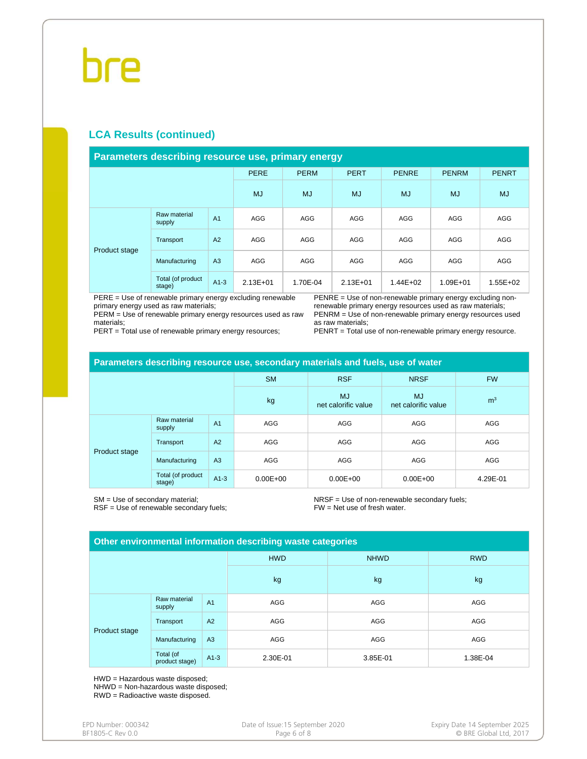## LCA Results (continued)

### Parameters describing resource use, primary energy

| | | | PERE | PERM | PERT | PENRE | PENRM | PENRT |
|---|---|---|---|---|---|---|---|---|
| | | | MJ | MJ | MJ | MJ | MJ | MJ |
| Product stage | Raw material supply | A1 | AGG | AGG | AGG | AGG | AGG | AGG |
| | Transport | A2 | AGG | AGG | AGG | AGG | AGG | AGG |
| | Manufacturing | A3 | AGG | AGG | AGG | AGG | AGG | AGG |
| | Total (of product stage) | A1-3 | 2.13E+01 | 1.70E-04 | 2.13E+01 | 1.44E+02 | 1.09E+01 | 1.55E+02 |

PERE = Use of renewable primary energy excluding renewable primary energy used as raw materials;
PERM = Use of renewable primary energy resources used as raw materials;
PERT = Total use of renewable primary energy resources;
PENRE = Use of non-renewable primary energy excluding non-renewable primary energy resources used as raw materials;
PENRM = Use of non-renewable primary energy resources used as raw materials;
PENRT = Total use of non-renewable primary energy resource.

### Parameters describing resource use, secondary materials and fuels, use of water

| | | | SM | RSF | NRSF | FW |
|---|---|---|---|---|---|---|
| | | | kg | MJ net calorific value | MJ net calorific value | $m^3$ |
| Product stage | Raw material supply | A1 | AGG | AGG | AGG | AGG |
| | Transport | A2 | AGG | AGG | AGG | AGG |
| | Manufacturing | A3 | AGG | AGG | AGG | AGG |
| | Total (of product stage) | A1-3 | 0.00E+00 | 0.00E+00 | 0.00E+00 | 4.29E-01 |

SM = Use of secondary material;
RSF = Use of renewable secondary fuels;
NRSF = Use of non-renewable secondary fuels;
FW = Net use of fresh water.

### Other environmental information describing waste categories

| | | | HWD | NHWD | RWD |
|---|---|---|---|---|---|
| | | | kg | kg | kg |
| Product stage | Raw material supply | A1 | AGG | AGG | AGG |
| | Transport | A2 | AGG | AGG | AGG |
| | Manufacturing | A3 | AGG | AGG | AGG |
| | Total (of product stage) | A1-3 | 2.30E-01 | 3.85E-01 | 1.38E-04 |

HWD = Hazardous waste disposed;
NHWD = Non-hazardous waste disposed;
RWD = Radioactive waste disposed.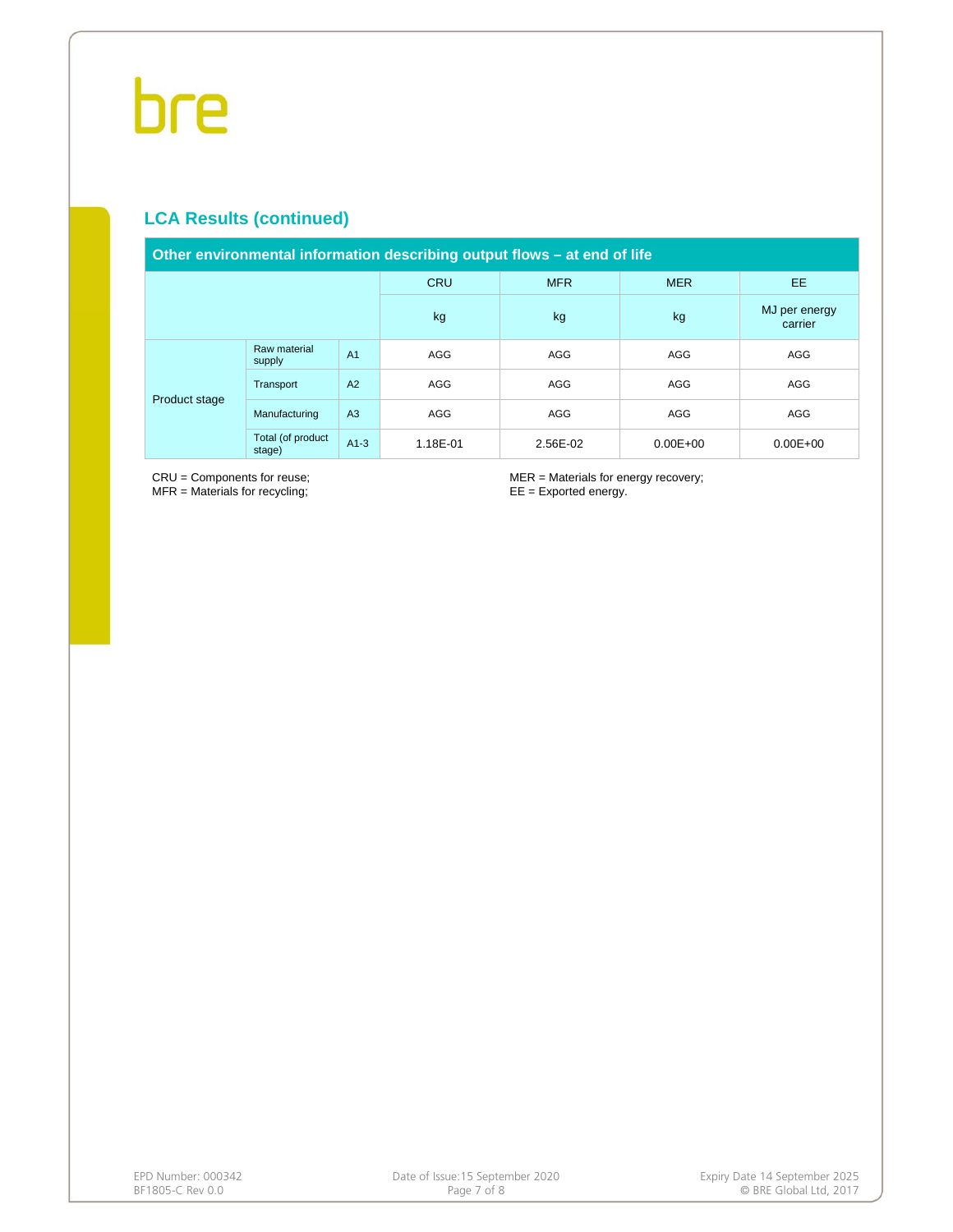## LCA Results (continued)

| Other environmental information describing output flows – at end of life | | | | | | |
|---|---|---|---|---|---|---|
| | | | CRU | MFR | MER | EE |
| | | | kg | kg | kg | MJ per energy carrier |
| Product stage | Raw material supply | A1 | AGG | AGG | AGG | AGG |
| | Transport | A2 | AGG | AGG | AGG | AGG |
| | Manufacturing | A3 | AGG | AGG | AGG | AGG |
| | Total (of product stage) | A1-3 | 1.18E-01 | 2.56E-02 | 0.00E+00 | 0.00E+00 |

CRU = Components for reuse;
MFR = Materials for recycling;
MER = Materials for energy recovery;
EE = Exported energy.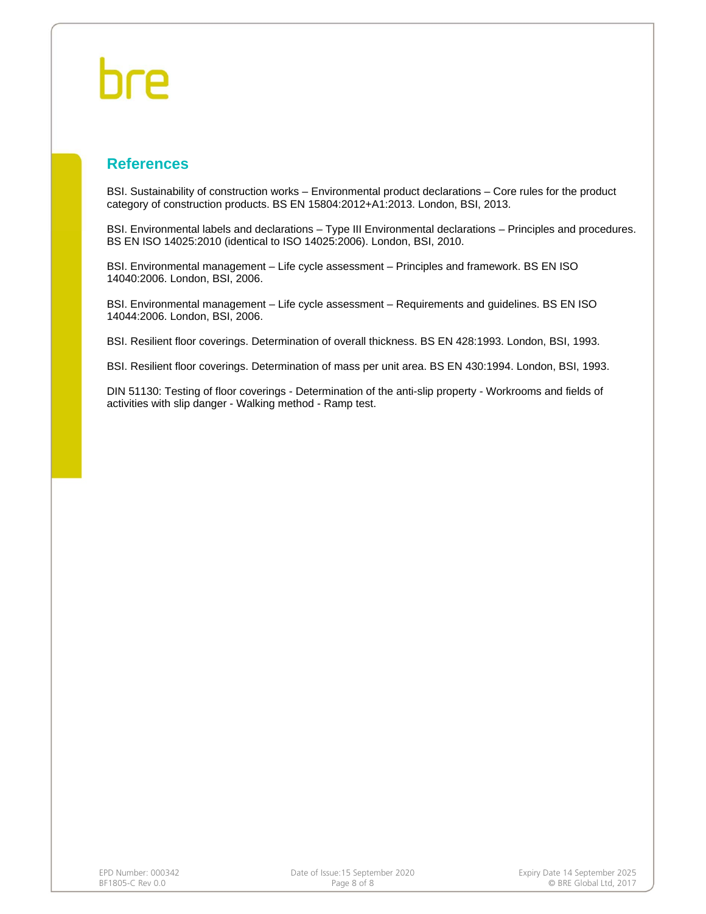## References

BSI. Sustainability of construction works – Environmental product declarations – Core rules for the product category of construction products. BS EN 15804:2012+A1:2013. London, BSI, 2013.

BSI. Environmental labels and declarations – Type III Environmental declarations – Principles and procedures. BS EN ISO 14025:2010 (identical to ISO 14025:2006). London, BSI, 2010.

BSI. Environmental management – Life cycle assessment – Principles and framework. BS EN ISO 14040:2006. London, BSI, 2006.

BSI. Environmental management – Life cycle assessment – Requirements and guidelines. BS EN ISO 14044:2006. London, BSI, 2006.

BSI. Resilient floor coverings. Determination of overall thickness. BS EN 428:1993. London, BSI, 1993.

BSI. Resilient floor coverings. Determination of mass per unit area. BS EN 430:1994. London, BSI, 1993.

DIN 51130: Testing of floor coverings - Determination of the anti-slip property - Workrooms and fields of activities with slip danger - Walking method - Ramp test.